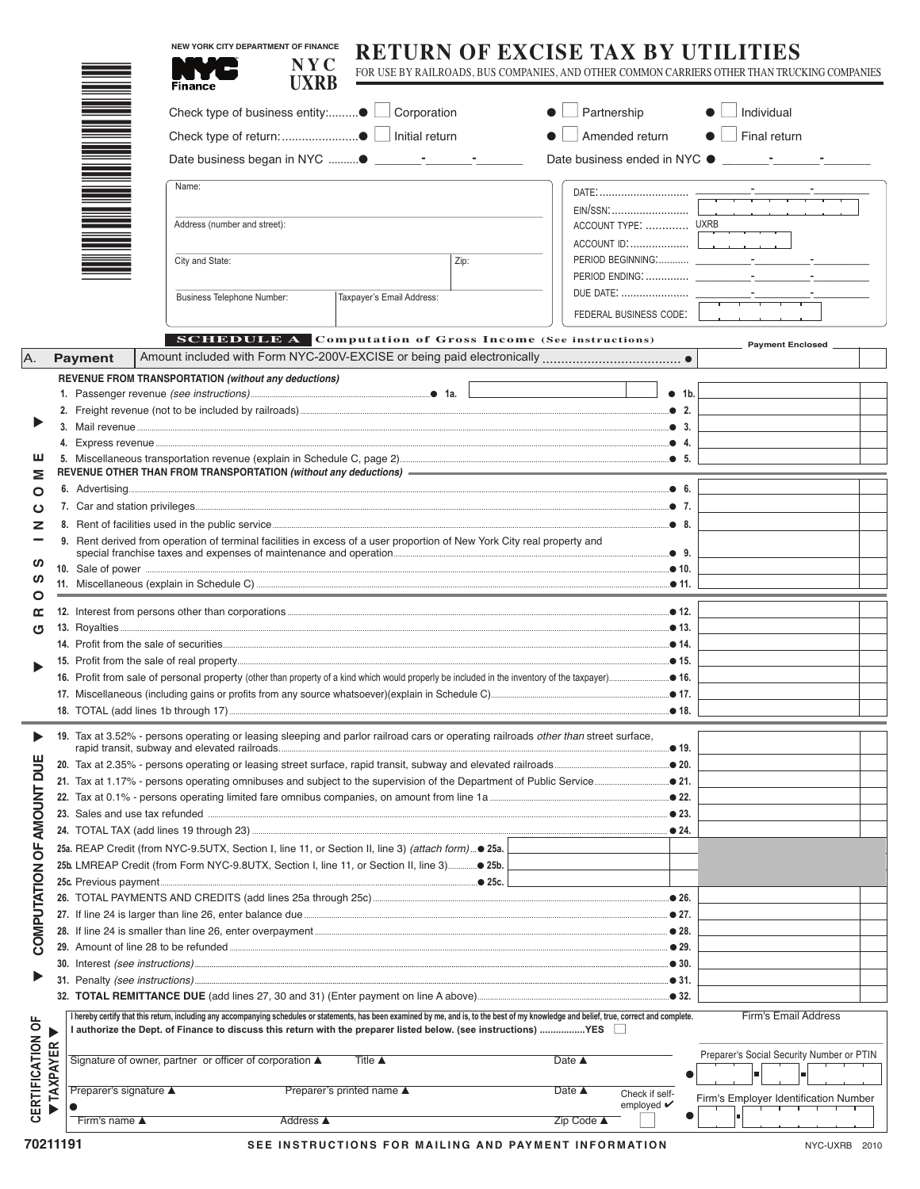NEW YORK CITY DEPARTMENT OF FINANCE

NYC Finance

**NYC UXRB**

# RETURN OF EXCISE TAX BY UTILITIES

FOR USE BY RAILROADS, BUS COMPANIES, AND OTHER COMMON CARRIERS OTHER THAN TRUCKING COMPANIES

Check type of business entity: ● ☐ Corporation ● ☐ Partnership ● ☐ Individual

Check type of return: ● ☐ Initial return ● ☐ Amended return ● ☐ Final return

Date business began in NYC ● ____-____-____ Date business ended in NYC ● ____-____-____

| | |
|---|---|
| Name: | DATE: |
| | EIN/SSN: |
| Address (number and street): | ACCOUNT TYPE: UXRB |
| | ACCOUNT ID: |
| City and State: / Zip: | PERIOD BEGINNING: |
| | PERIOD ENDING: |
| Business Telephone Number: / Taxpayer's Email Address: | DUE DATE: |
| | FEDERAL BUSINESS CODE: |

## SCHEDULE A Computation of Gross Income (See instructions)

| | | Payment Enclosed |
|---|---|---|
| A. **Payment** | Amount included with Form NYC-200V-EXCISE or being paid electronically ● | |

### GROSS INCOME

**REVENUE FROM TRANSPORTATION** *(without any deductions)*

| Line | Description | | Amount |
|---|---|---|---|
| 1. | Passenger revenue *(see instructions)* | ● 1a. | ● 1b. |
| 2. | Freight revenue (not to be included by railroads) | | ● 2. |
| 3. | Mail revenue | | ● 3. |
| 4. | Express revenue | | ● 4. |
| 5. | Miscellaneous transportation revenue (explain in Schedule C, page 2) | | ● 5. |

**REVENUE OTHER THAN FROM TRANSPORTATION** *(without any deductions)*

| Line | Description | Amount |
|---|---|---|
| 6. | Advertising | ● 6. |
| 7. | Car and station privileges | ● 7. |
| 8. | Rent of facilities used in the public service | ● 8. |
| 9. | Rent derived from operation of terminal facilities in excess of a user proportion of New York City real property and special franchise taxes and expenses of maintenance and operation | ● 9. |
| 10. | Sale of power | ● 10. |
| 11. | Miscellaneous (explain in Schedule C) | ● 11. |
| 12. | Interest from persons other than corporations | ● 12. |
| 13. | Royalties | ● 13. |
| 14. | Profit from the sale of securities | ● 14. |
| 15. | Profit from the sale of real property | ● 15. |
| 16. | Profit from sale of personal property (other than property of a kind which would properly be included in the inventory of the taxpayer) | ● 16. |
| 17. | Miscellaneous (including gains or profits from any source whatsoever)(explain in Schedule C) | ● 17. |
| 18. | TOTAL (add lines 1b through 17) | ● 18. |

### COMPUTATION OF AMOUNT DUE

| Line | Description | | Amount |
|---|---|---|---|
| 19. | Tax at 3.52% - persons operating or leasing sleeping and parlor railroad cars or operating railroads *other than* street surface, rapid transit, subway and elevated railroads | | ● 19. |
| 20. | Tax at 2.35% - persons operating or leasing street surface, rapid transit, subway and elevated railroads | | ● 20. |
| 21. | Tax at 1.17% - persons operating omnibuses and subject to the supervision of the Department of Public Service | | ● 21. |
| 22. | Tax at 0.1% - persons operating limited fare omnibus companies, on amount from line 1a | | ● 22. |
| 23. | Sales and use tax refunded | | ● 23. |
| 24. | TOTAL TAX (add lines 19 through 23) | | ● 24. |
| 25a. | REAP Credit (from NYC-9.5UTX, Section I, line 11, or Section II, line 3) *(attach form)* | ● 25a. | |
| 25b. | LMREAP Credit (from Form NYC-9.8UTX, Section I, line 11, or Section II, line 3) | ● 25b. | |
| 25c. | Previous payment | ● 25c. | |
| 26. | TOTAL PAYMENTS AND CREDITS (add lines 25a through 25c) | | ● 26. |
| 27. | If line 24 is larger than line 26, enter balance due | | ● 27. |
| 28. | If line 24 is smaller than line 26, enter overpayment | | ● 28. |
| 29. | Amount of line 28 to be refunded | | ● 29. |
| 30. | Interest *(see instructions)* | | ● 30. |
| 31. | Penalty *(see instructions)* | | ● 31. |
| 32. | **TOTAL REMITTANCE DUE** (add lines 27, 30 and 31) (Enter payment on line A above) | | ● 32. |

### CERTIFICATION OF TAXPAYER

I hereby certify that this return, including any accompanying schedules or statements, has been examined by me and is, to the best of my knowledge and belief, true, correct and complete.

**I authorize the Dept. of Finance to discuss this return with the preparer listed below. (see instructions) ................YES ☐**

Firm's Email Address

Signature of owner, partner or officer of corporation ▲ Title ▲ Date ▲

Preparer's Social Security Number or PTIN ●

Preparer's signature ▲ ● Preparer's printed name ▲ Date ▲ Check if self-employed ✔ ☐

Firm's Employer Identification Number ●

Firm's name ▲ Address ▲ Zip Code ▲

70211191

**SEE INSTRUCTIONS FOR MAILING AND PAYMENT INFORMATION**

NYC-UXRB 2010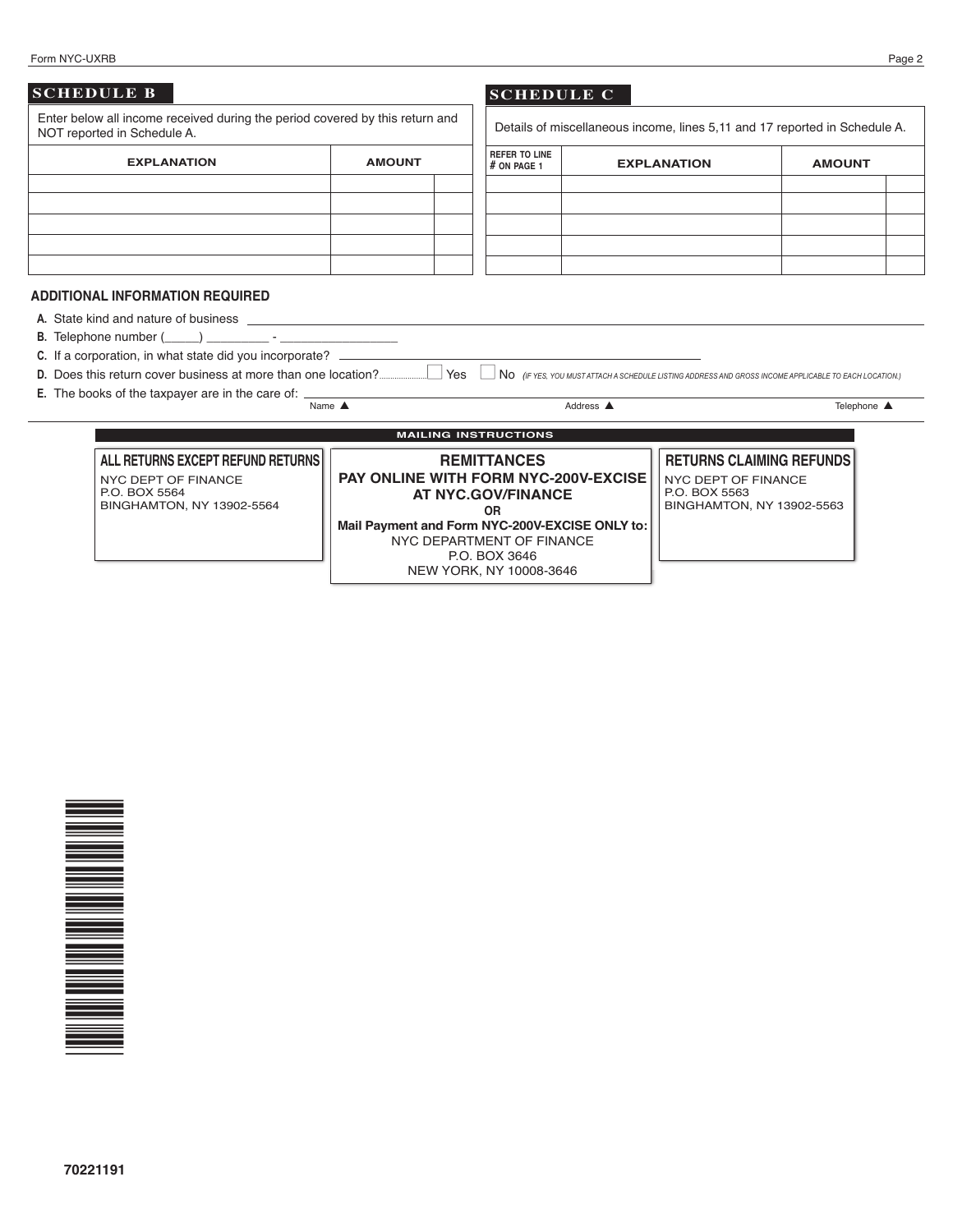## SCHEDULE B

Enter below all income received during the period covered by this return and NOT reported in Schedule A.

| EXPLANATION | AMOUNT | |
|---|---|---|
| | | |
| | | |
| | | |
| | | |
| | | |

## SCHEDULE C

Details of miscellaneous income, lines 5,11 and 17 reported in Schedule A.

| REFER TO LINE # ON PAGE 1 | EXPLANATION | AMOUNT | |
|---|---|---|---|
| | | | |
| | | | |
| | | | |
| | | | |
| | | | |

### ADDITIONAL INFORMATION REQUIRED

**A.** State kind and nature of business ______________________________

**B.** Telephone number (_____) _________ - _________________

**C.** If a corporation, in what state did you incorporate? ______________________________

**D.** Does this return cover business at more than one location?.................... ☐ Yes ☐ No *(IF YES, YOU MUST ATTACH A SCHEDULE LISTING ADDRESS AND GROSS INCOME APPLICABLE TO EACH LOCATION.)*

**E.** The books of the taxpayer are in the care of: ______________________________

Name ▲ Address ▲ Telephone ▲

**MAILING INSTRUCTIONS**

| ALL RETURNS EXCEPT REFUND RETURNS | REMITTANCES | RETURNS CLAIMING REFUNDS |
|---|---|---|
| NYC DEPT OF FINANCE<br>P.O. BOX 5564<br>BINGHAMTON, NY 13902-5564 | **PAY ONLINE WITH FORM NYC-200V-EXCISE AT NYC.GOV/FINANCE**<br>**OR**<br>**Mail Payment and Form NYC-200V-EXCISE ONLY to:**<br>NYC DEPARTMENT OF FINANCE<br>P.O. BOX 3646<br>NEW YORK, NY 10008-3646 | NYC DEPT OF FINANCE<br>P.O. BOX 5563<br>BINGHAMTON, NY 13902-5563 |

70221191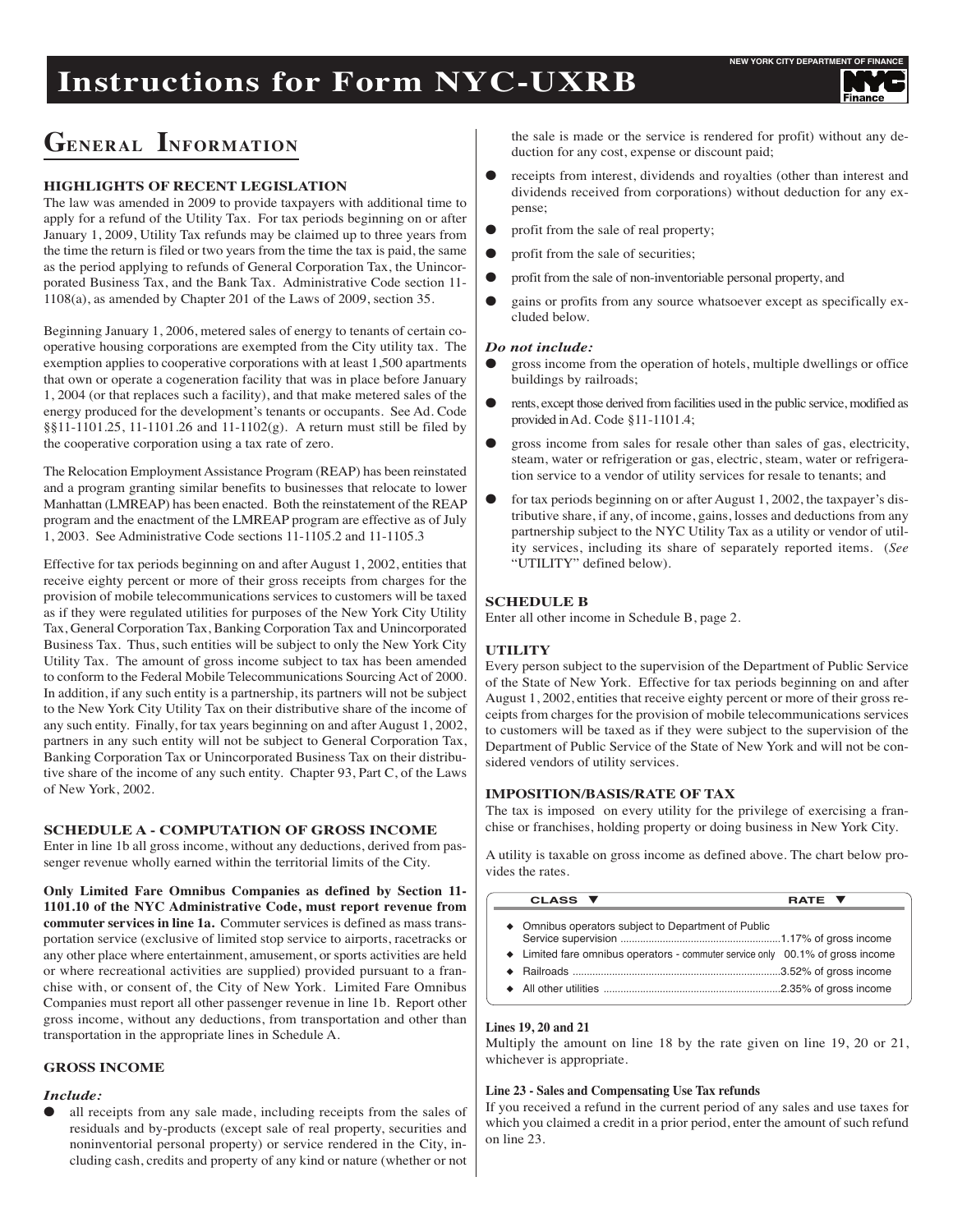# Instructions for Form NYC-UXRB

NEW YORK CITY DEPARTMENT OF FINANCE

## General Information

### HIGHLIGHTS OF RECENT LEGISLATION

The law was amended in 2009 to provide taxpayers with additional time to apply for a refund of the Utility Tax. For tax periods beginning on or after January 1, 2009, Utility Tax refunds may be claimed up to three years from the time the return is filed or two years from the time the tax is paid, the same as the period applying to refunds of General Corporation Tax, the Unincorporated Business Tax, and the Bank Tax. Administrative Code section 11-1108(a), as amended by Chapter 201 of the Laws of 2009, section 35.

Beginning January 1, 2006, metered sales of energy to tenants of certain cooperative housing corporations are exempted from the City utility tax. The exemption applies to cooperative corporations with at least 1,500 apartments that own (or operate a cogeneration facility that was in place before January 1, 2004 (or that replaces such a facility), and that make metered sales of the energy produced for the development's tenants or occupants. See Ad. Code §§11-1101.25, 11-1101.26 and 11-1102(g). A return must still be filed by the cooperative corporation using a tax rate of zero.

The Relocation Employment Assistance Program (REAP) has been reinstated and a program granting similar benefits to businesses that relocate to lower Manhattan (LMREAP) has been enacted. Both the reinstatement of the REAP program and the enactment of the LMREAP program are effective as of July 1, 2003. See Administrative Code sections 11-1105.2 and 11-1105.3

Effective for tax periods beginning on and after August 1, 2002, entities that receive eighty percent or more of their gross receipts from charges for the provision of mobile telecommunications services to customers will be taxed as if they were regulated utilities for purposes of the New York City Utility Tax, General Corporation Tax, Banking Corporation Tax and Unincorporated Business Tax. Thus, such entities will be subject to only the New York City Utility Tax. The amount of gross income subject to tax has been amended to conform to the Federal Mobile Telecommunications Sourcing Act of 2000. In addition, if any such entity is a partnership, its partners will not be subject to the New York City Utility Tax on their distributive share of the income of any such entity. Finally, for tax years beginning on and after August 1, 2002, partners in any such entity will not be subject to General Corporation Tax, Banking Corporation Tax or Unincorporated Business Tax on their distributive share of the income of any such entity. Chapter 93, Part C, of the Laws of New York, 2002.

### SCHEDULE A - COMPUTATION OF GROSS INCOME

Enter in line 1b all gross income, without any deductions, derived from passenger revenue wholly earned within the territorial limits of the City.

**Only Limited Fare Omnibus Companies as defined by Section 11-1101.10 of the NYC Administrative Code, must report revenue from commuter services in line 1a.** Commuter services is defined as mass transportation service (exclusive of limited stop service to airports, racetracks or any other place where entertainment, amusement, or sports activities are held or where recreational activities are supplied) provided pursuant to a franchise with, or consent of, the City of New York. Limited Fare Omnibus Companies must report all other passenger revenue in line 1b. Report other gross income, without any deductions, from transportation and other than transportation in the appropriate lines in Schedule A.

### GROSS INCOME

***Include:***

- all receipts from any sale made, including receipts from the sales of residuals and by-products (except sale of real property, securities and noninventorial personal property) or service rendered in the City, including cash, credits and property of any kind or nature (whether or not the sale is made or the service is rendered for profit) without any deduction for any cost, expense or discount paid;
- receipts from interest, dividends and royalties (other than interest and dividends received from corporations) without deduction for any expense;
- profit from the sale of real property;
- profit from the sale of securities;
- profit from the sale of non-inventoriable personal property, and
- gains or profits from any source whatsoever except as specifically excluded below.

***Do not include:***

- gross income from the operation of hotels, multiple dwellings or office buildings by railroads;
- rents, except those derived from facilities used in the public service, modified as provided in Ad. Code §11-1101.4;
- gross income from sales for resale other than sales of gas, electricity, steam, water or refrigeration or gas, electric, steam, water or refrigeration service to a vendor of utility services for resale to tenants; and
- for tax periods beginning on or after August 1, 2002, the taxpayer's distributive share, if any, of income, gains, losses and deductions from any partnership subject to the NYC Utility Tax as a utility or vendor of utility services, including its share of separately reported items. (*See* "UTILITY" defined below).

### SCHEDULE B

Enter all other income in Schedule B, page 2.

### UTILITY

Every person subject to the supervision of the Department of Public Service of the State of New York. Effective for tax periods beginning on and after August 1, 2002, entities that receive eighty percent or more of their gross receipts from charges for the provision of mobile telecommunications services to customers will be taxed as if they were subject to the supervision of the Department of Public Service of the State of New York and will not be considered vendors of utility services.

### IMPOSITION/BASIS/RATE OF TAX

The tax is imposed on every utility for the privilege of exercising a franchise or franchises, holding property or doing business in New York City.

A utility is taxable on gross income as defined above. The chart below provides the rates.

| CLASS | RATE |
|---|---|
| Omnibus operators subject to Department of Public Service supervision | 1.17% of gross income |
| Limited fare omnibus operators - commuter service only | 00.1% of gross income |
| Railroads | 3.52% of gross income |
| All other utilities | 2.35% of gross income |

#### Lines 19, 20 and 21

Multiply the amount on line 18 by the rate given on line 19, 20 or 21, whichever is appropriate.

#### Line 23 - Sales and Compensating Use Tax refunds

If you received a refund in the current period of any sales and use taxes for which you claimed a credit in a prior period, enter the amount of such refund on line 23.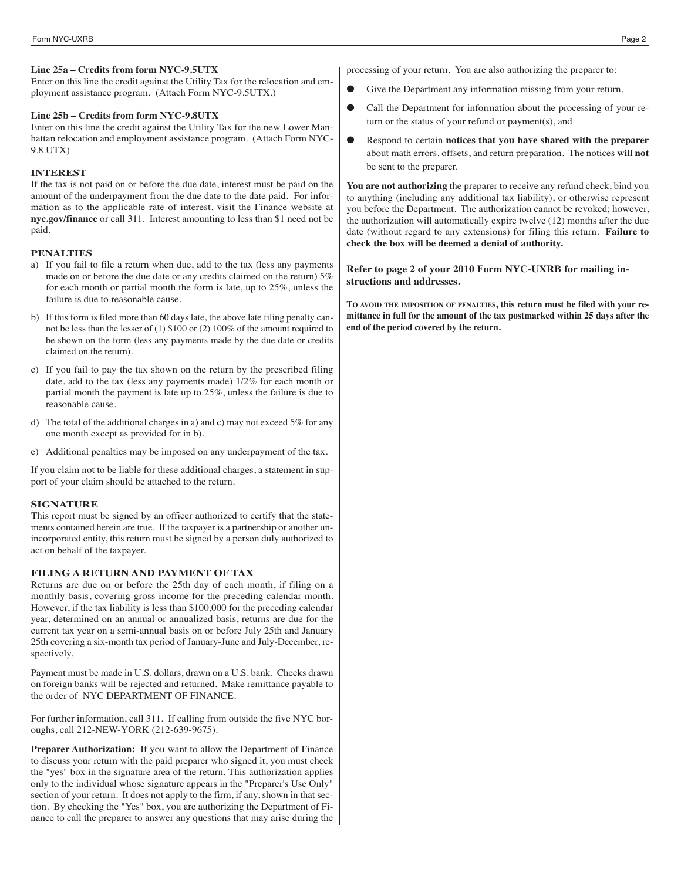**Line 25a – Credits from form NYC-9.5UTX**
Enter on this line the credit against the Utility Tax for the relocation and employment assistance program. (Attach Form NYC-9.5UTX.)

**Line 25b – Credits from form NYC-9.8UTX**
Enter on this line the credit against the Utility Tax for the new Lower Manhattan relocation and employment assistance program. (Attach Form NYC-9.8.UTX)

**INTEREST**
If the tax is not paid on or before the due date, interest must be paid on the amount of the underpayment from the due date to the date paid. For information as to the applicable rate of interest, visit the Finance website at **nyc.gov/finance** or call 311. Interest amounting to less than $1 need not be paid.

**PENALTIES**

a) If you fail to file a return when due, add to the tax (less any payments made on or before the due date or any credits claimed on the return) 5% for each month or partial month the form is late, up to 25%, unless the failure is due to reasonable cause.

b) If this form is filed more than 60 days late, the above late filing penalty cannot be less than the lesser of (1) $100 or (2) 100% of the amount required to be shown on the form (less any payments made by the due date or credits claimed on the return).

c) If you fail to pay the tax shown on the return by the prescribed filing date, add to the tax (less any payments made) 1/2% for each month or partial month the payment is late up to 25%, unless the failure is due to reasonable cause.

d) The total of the additional charges in a) and c) may not exceed 5% for any one month except as provided for in b).

e) Additional penalties may be imposed on any underpayment of the tax.

If you claim not to be liable for these additional charges, a statement in support of your claim should be attached to the return.

**SIGNATURE**
This report must be signed by an officer authorized to certify that the statements contained herein are true. If the taxpayer is a partnership or another unincorporated entity, this return must be signed by a person duly authorized to act on behalf of the taxpayer.

**FILING A RETURN AND PAYMENT OF TAX**
Returns are due on or before the 25th day of each month, if filing on a monthly basis, covering gross income for the preceding calendar month. However, if the tax liability is less than $100,000 for the preceding calendar year, determined on an annual or annualized basis, returns are due for the current tax year on a semi-annual basis on or before July 25th and January 25th covering a six-month tax period of January-June and July-December, respectively.

Payment must be made in U.S. dollars, drawn on a U.S. bank. Checks drawn on foreign banks will be rejected and returned. Make remittance payable to the order of NYC DEPARTMENT OF FINANCE.

For further information, call 311. If calling from outside the five NYC boroughs, call 212-NEW-YORK (212-639-9675).

**Preparer Authorization:** If you want to allow the Department of Finance to discuss your return with the paid preparer who signed it, you must check the "yes" box in the signature area of the return. This authorization applies only to the individual whose signature appears in the "Preparer's Use Only" section of your return. It does not apply to the firm, if any, shown in that section. By checking the "Yes" box, you are authorizing the Department of Finance to call the preparer to answer any questions that may arise during the processing of your return. You are also authorizing the preparer to:

- Give the Department any information missing from your return,
- Call the Department for information about the processing of your return or the status of your refund or payment(s), and
- Respond to certain **notices that you have shared with the preparer** about math errors, offsets, and return preparation. The notices **will not** be sent to the preparer.

**You are not authorizing** the preparer to receive any refund check, bind you to anything (including any additional tax liability), or otherwise represent you before the Department. The authorization cannot be revoked; however, the authorization will automatically expire twelve (12) months after the due date (without regard to any extensions) for filing this return. **Failure to check the box will be deemed a denial of authority.**

**Refer to page 2 of your 2010 Form NYC-UXRB for mailing instructions and addresses.**

**TO AVOID THE IMPOSITION OF PENALTIES, this return must be filed with your remittance in full for the amount of the tax postmarked within 25 days after the end of the period covered by the return.**